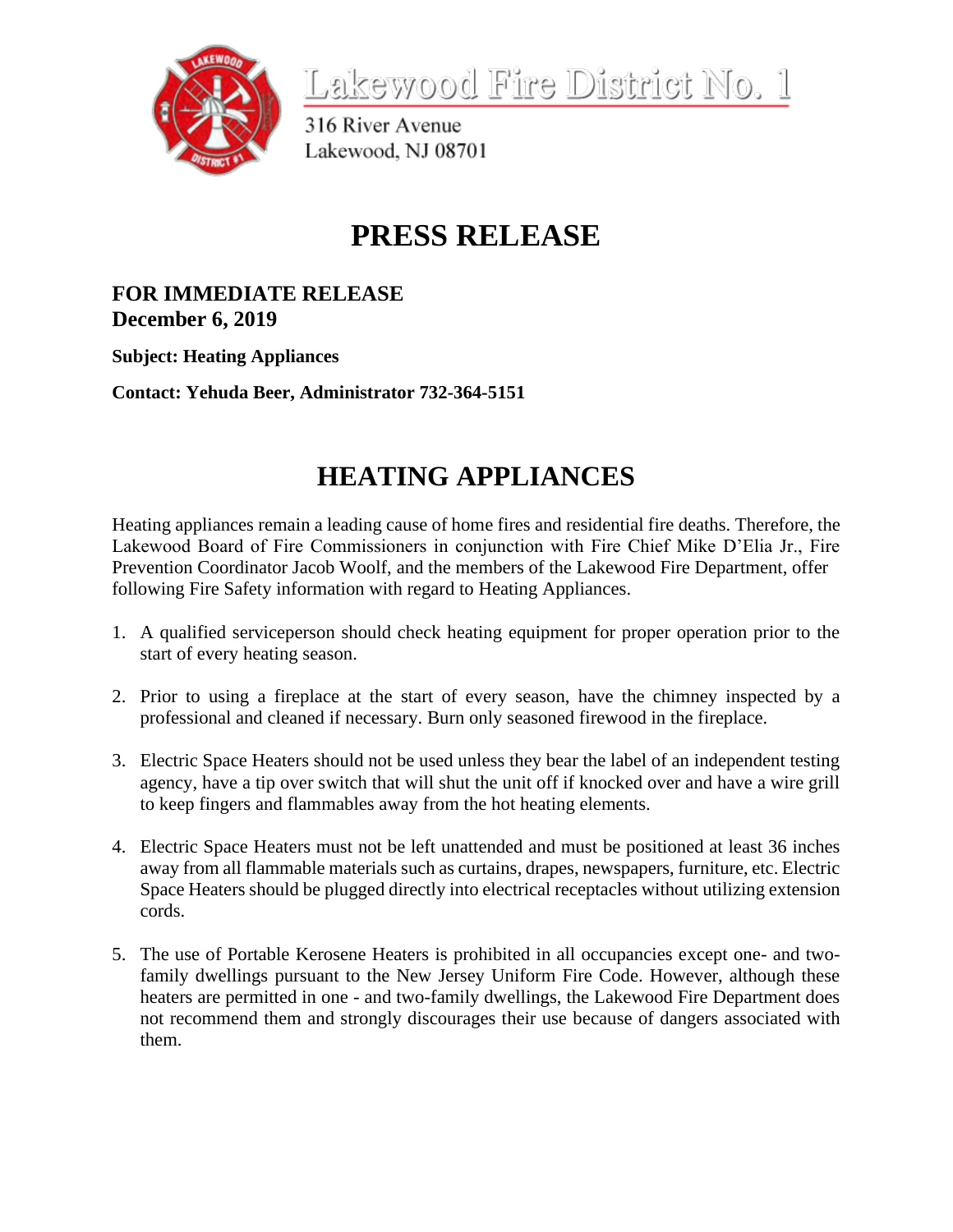Lakewood Fire District No. 1

316 River Avenue
Lakewood, NJ 08701

# PRESS RELEASE

**FOR IMMEDIATE RELEASE**
**December 6, 2019**

**Subject: Heating Appliances**

**Contact: Yehuda Beer, Administrator 732-364-5151**

# HEATING APPLIANCES

Heating appliances remain a leading cause of home fires and residential fire deaths. Therefore, the Lakewood Board of Fire Commissioners in conjunction with Fire Chief Mike D'Elia Jr., Fire Prevention Coordinator Jacob Woolf, and the members of the Lakewood Fire Department, offer following Fire Safety information with regard to Heating Appliances.

1. A qualified serviceperson should check heating equipment for proper operation prior to the start of every heating season.

2. Prior to using a fireplace at the start of every season, have the chimney inspected by a professional and cleaned if necessary. Burn only seasoned firewood in the fireplace.

3. Electric Space Heaters should not be used unless they bear the label of an independent testing agency, have a tip over switch that will shut the unit off if knocked over and have a wire grill to keep fingers and flammables away from the hot heating elements.

4. Electric Space Heaters must not be left unattended and must be positioned at least 36 inches away from all flammable materials such as curtains, drapes, newspapers, furniture, etc. Electric Space Heaters should be plugged directly into electrical receptacles without utilizing extension cords.

5. The use of Portable Kerosene Heaters is prohibited in all occupancies except one- and two-family dwellings pursuant to the New Jersey Uniform Fire Code. However, although these heaters are permitted in one - and two-family dwellings, the Lakewood Fire Department does not recommend them and strongly discourages their use because of dangers associated with them.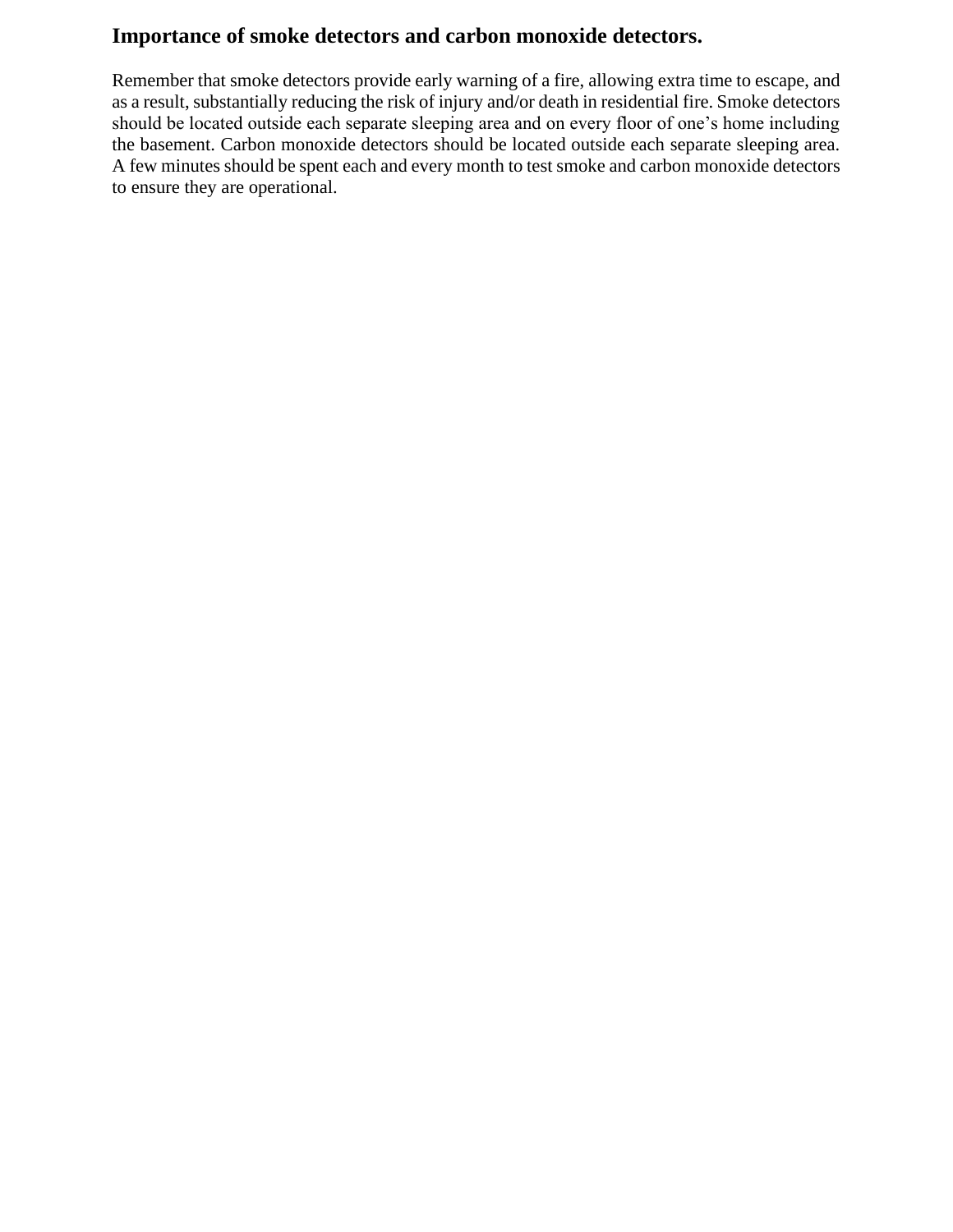## Importance of smoke detectors and carbon monoxide detectors.

Remember that smoke detectors provide early warning of a fire, allowing extra time to escape, and as a result, substantially reducing the risk of injury and/or death in residential fire. Smoke detectors should be located outside each separate sleeping area and on every floor of one's home including the basement. Carbon monoxide detectors should be located outside each separate sleeping area. A few minutes should be spent each and every month to test smoke and carbon monoxide detectors to ensure they are operational.